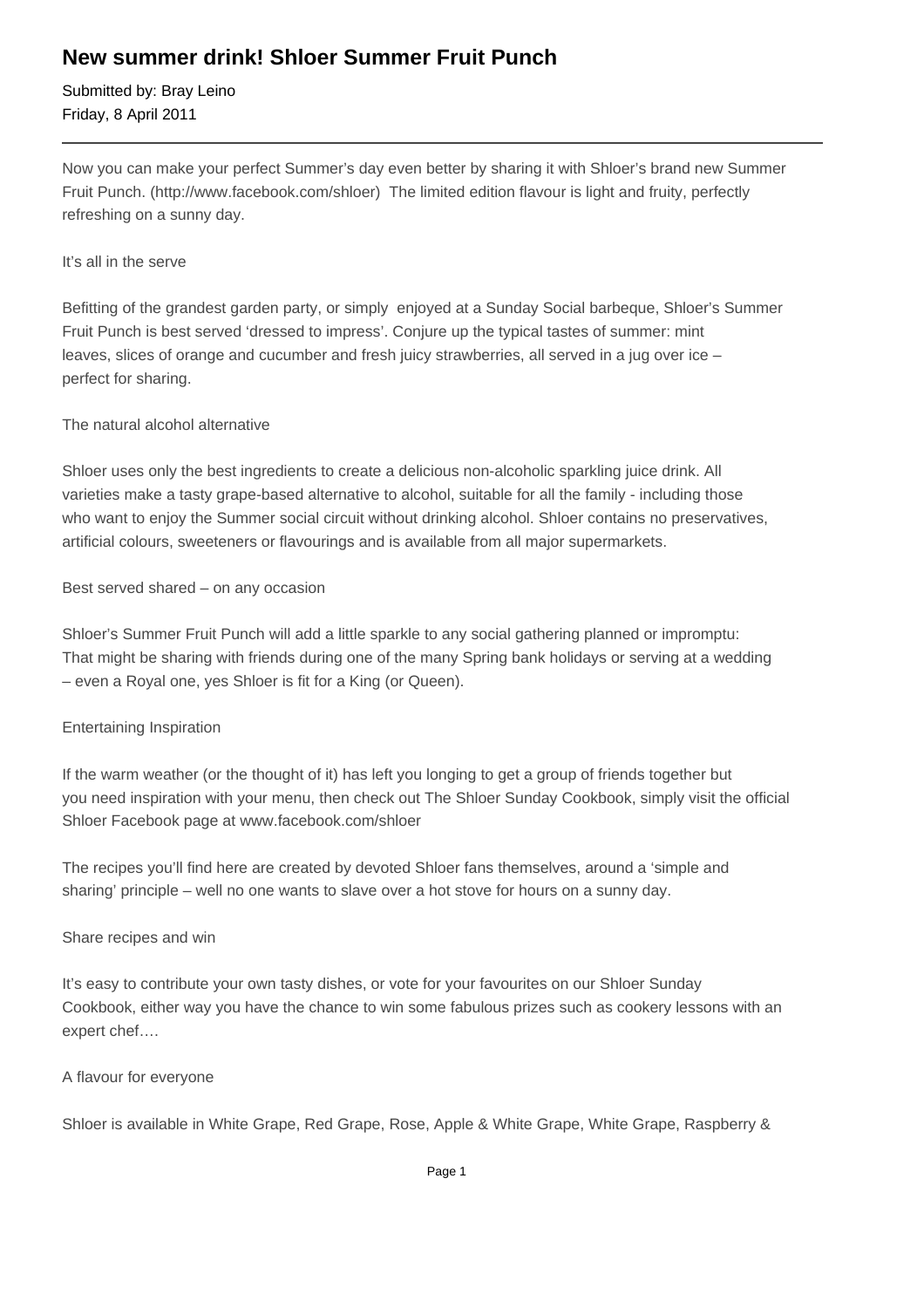# New summer drink! Shloer Summer Fruit Punch

Submitted by: Bray Leino
Friday, 8 April 2011

---

Now you can make your perfect Summer's day even better by sharing it with Shloer's brand new Summer Fruit Punch. (http://www.facebook.com/shloer) The limited edition flavour is light and fruity, perfectly refreshing on a sunny day.

It's all in the serve

Befitting of the grandest garden party, or simply enjoyed at a Sunday Social barbeque, Shloer's Summer Fruit Punch is best served 'dressed to impress'. Conjure up the typical tastes of summer: mint leaves, slices of orange and cucumber and fresh juicy strawberries, all served in a jug over ice – perfect for sharing.

The natural alcohol alternative

Shloer uses only the best ingredients to create a delicious non-alcoholic sparkling juice drink. All varieties make a tasty grape-based alternative to alcohol, suitable for all the family - including those who want to enjoy the Summer social circuit without drinking alcohol. Shloer contains no preservatives, artificial colours, sweeteners or flavourings and is available from all major supermarkets.

Best served shared – on any occasion

Shloer's Summer Fruit Punch will add a little sparkle to any social gathering planned or impromptu: That might be sharing with friends during one of the many Spring bank holidays or serving at a wedding – even a Royal one, yes Shloer is fit for a King (or Queen).

Entertaining Inspiration

If the warm weather (or the thought of it) has left you longing to get a group of friends together but you need inspiration with your menu, then check out The Shloer Sunday Cookbook, simply visit the official Shloer Facebook page at www.facebook.com/shloer

The recipes you'll find here are created by devoted Shloer fans themselves, around a 'simple and sharing' principle – well no one wants to slave over a hot stove for hours on a sunny day.

Share recipes and win

It's easy to contribute your own tasty dishes, or vote for your favourites on our Shloer Sunday Cookbook, either way you have the chance to win some fabulous prizes such as cookery lessons with an expert chef….

A flavour for everyone

Shloer is available in White Grape, Red Grape, Rose, Apple & White Grape, White Grape, Raspberry &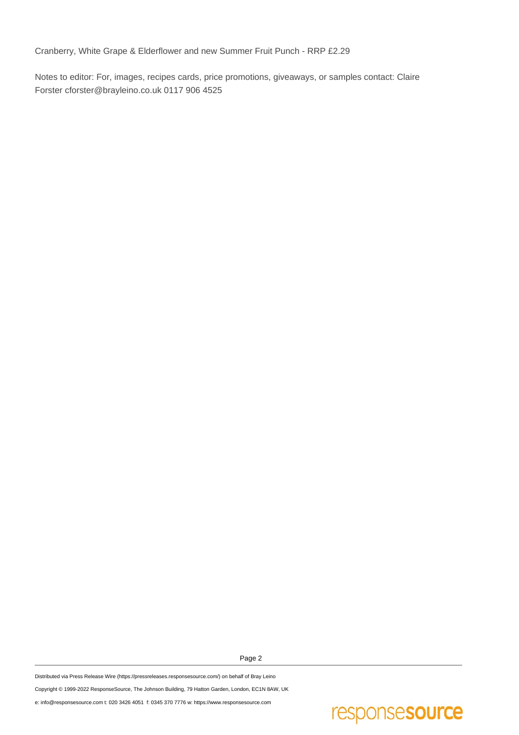Cranberry, White Grape & Elderflower and new Summer Fruit Punch - RRP £2.29

Notes to editor: For, images, recipes cards, price promotions, giveaways, or samples contact: Claire Forster cforster@brayleino.co.uk 0117 906 4525